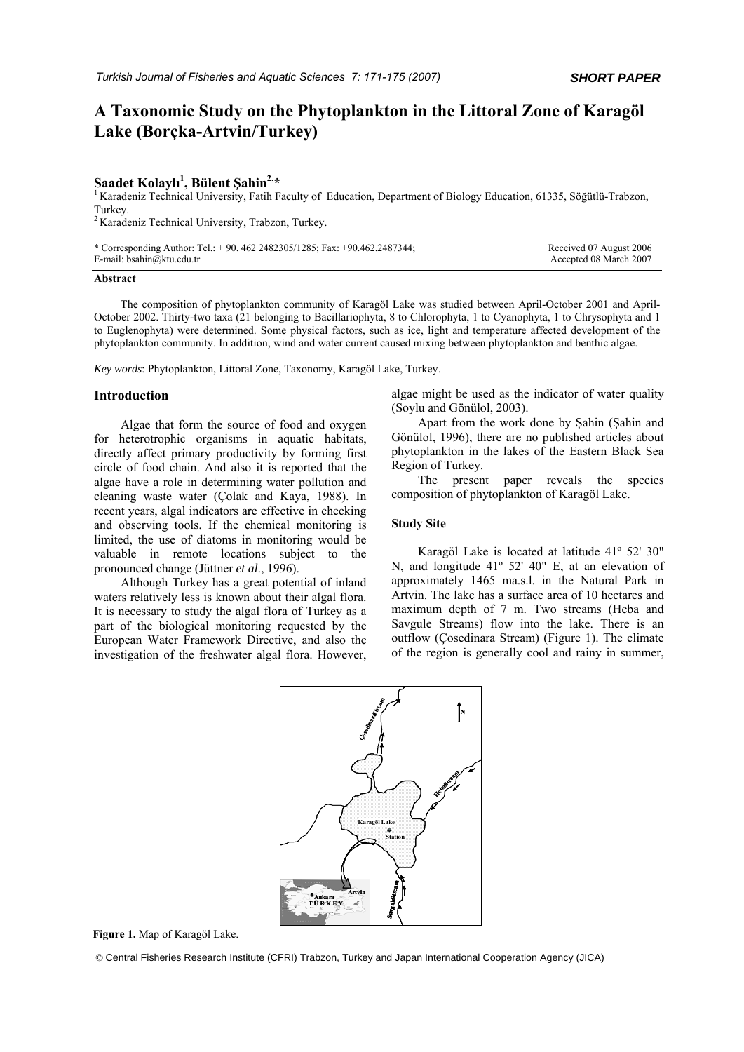# A Taxonomic Study on the Phytoplankton in the Littoral Zone of Karagöl Lake (Borçka-Artvin/Turkey)

**Saadet Kolaylı[1], Bülent Şahin[2,*]**

[1] Karadeniz Technical University, Fatih Faculty of Education, Department of Biology Education, 61335, Söğütlü-Trabzon, Turkey.
[2] Karadeniz Technical University, Trabzon, Turkey.

\* Corresponding Author: Tel.: + 90. 462 2482305/1285; Fax: +90.462.2487344; E-mail: bsahin@ktu.edu.tr

Received 07 August 2006
Accepted 08 March 2007

### Abstract

The composition of phytoplankton community of Karagöl Lake was studied between April-October 2001 and April-October 2002. Thirty-two taxa (21 belonging to Bacillariophyta, 8 to Chlorophyta, 1 to Cyanophyta, 1 to Chrysophyta and 1 to Euglenophyta) were determined. Some physical factors, such as ice, light and temperature affected development of the phytoplankton community. In addition, wind and water current caused mixing between phytoplankton and benthic algae.

*Key words*: Phytoplankton, Littoral Zone, Taxonomy, Karagöl Lake, Turkey.

## Introduction

Algae that form the source of food and oxygen for heterotrophic organisms in aquatic habitats, directly affect primary productivity by forming first circle of food chain. And also it is reported that the algae have a role in determining water pollution and cleaning waste water (Çolak and Kaya, 1988). In recent years, algal indicators are effective in checking and observing tools. If the chemical monitoring is limited, the use of diatoms in monitoring would be valuable in remote locations subject to the pronounced change (Jüttner *et al*., 1996).

Although Turkey has a great potential of inland waters relatively less is known about their algal flora. It is necessary to study the algal flora of Turkey as a part of the biological monitoring requested by the European Water Framework Directive, and also the investigation of the freshwater algal flora. However, algae might be used as the indicator of water quality (Soylu and Gönülol, 2003).

Apart from the work done by Şahin (Şahin and Gönülol, 1996), there are no published articles about phytoplankton in the lakes of the Eastern Black Sea Region of Turkey.

The present paper reveals the species composition of phytoplankton of Karagöl Lake.

### Study Site

Karagöl Lake is located at latitude 41º 52' 30" N, and longitude 41º 52' 40" E, at an elevation of approximately 1465 ma.s.l. in the Natural Park in Artvin. The lake has a surface area of 10 hectares and maximum depth of 7 m. Two streams (Heba and Savgule Streams) flow into the lake. There is an outflow (Çosedinara Stream) (Figure 1). The climate of the region is generally cool and rainy in summer,

**Figure 1.** Map of Karagöl Lake.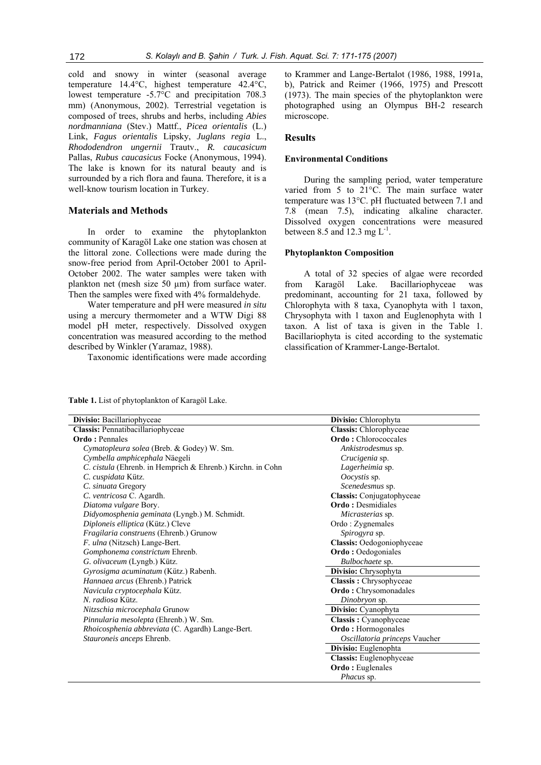cold and snowy in winter (seasonal average temperature 14.4°C, highest temperature 42.4°C, lowest temperature -5.7°C and precipitation 708.3 mm) (Anonymous, 2002). Terrestrial vegetation is composed of trees, shrubs and herbs, including *Abies nordmanniana* (Stev.) Mattf., *Picea orientalis* (L.) Link, *Fagus orientalis* Lipsky, *Juglans regia* L., *Rhododendron ungernii* Trautv., *R. caucasicum* Pallas, *Rubus caucasicus* Focke (Anonymous, 1994). The lake is known for its natural beauty and is surrounded by a rich flora and fauna. Therefore, it is a well-know tourism location in Turkey.

## Materials and Methods

In order to examine the phytoplankton community of Karagöl Lake one station was chosen at the littoral zone. Collections were made during the snow-free period from April-October 2001 to April-October 2002. The water samples were taken with plankton net (mesh size 50 µm) from surface water. Then the samples were fixed with 4% formaldehyde.

Water temperature and pH were measured *in situ* using a mercury thermometer and a WTW Digi 88 model pH meter, respectively. Dissolved oxygen concentration was measured according to the method described by Winkler (Yaramaz, 1988).

Taxonomic identifications were made according to Krammer and Lange-Bertalot (1986, 1988, 1991a, b), Patrick and Reimer (1966, 1975) and Prescott (1973). The main species of the phytoplankton were photographed using an Olympus BH-2 research microscope.

## Results

### Environmental Conditions

During the sampling period, water temperature varied from 5 to 21°C. The main surface water temperature was 13°C. pH fluctuated between 7.1 and 7.8 (mean 7.5), indicating alkaline character. Dissolved oxygen concentrations were measured between 8.5 and 12.3 mg $L^{-1}$.

### Phytoplankton Composition

A total of 32 species of algae were recorded from Karagöl Lake. Bacillariophyceae was predominant, accounting for 21 taxa, followed by Chlorophyta with 8 taxa, Cyanophyta with 1 taxon, Chrysophyta with 1 taxon and Euglenophyta with 1 taxon. A list of taxa is given in the Table 1. Bacillariophyta is cited according to the systematic classification of Krammer-Lange-Bertalot.

**Table 1.** List of phytoplankton of Karagöl Lake.

| **Divisio:** Bacillariophyceae | **Divisio:** Chlorophyta |
|---|---|
| **Classis:** Pennatibacillariophyceae | **Classis:** Chlorophyceae |
| **Ordo :** Pennales | **Ordo :** Chlorococcales |
| *Cymatopleura solea* (Breb. & Godey) W. Sm. | *Ankistrodesmus* sp. |
| *Cymbella amphicephala* Näegeli | *Crucigenia* sp. |
| *C. cistula* (Ehrenb. in Hemprich & Ehrenb.) Kirchn. in Cohn | *Lagerheimia* sp. |
| *C. cuspidata* Kütz. | *Oocystis* sp. |
| *C. sinuata* Gregory | *Scenedesmus* sp. |
| *C. ventricosa* C. Agardh. | **Classis:** Conjugatophyceae |
| *Diatoma vulgare* Bory. | **Ordo :** Desmidiales |
| *Didyomosphenia geminata* (Lyngb.) M. Schmidt. | *Micrasterias* sp. |
| *Diploneis elliptica* (Kütz.) Cleve | Ordo : Zygnemales |
| *Fragilaria construens* (Ehrenb.) Grunow | *Spirogyra* sp. |
| *F. ulna* (Nitzsch) Lange-Bert. | **Classis:** Oedogoniophyceae |
| *Gomphonema constrictum* Ehrenb. | **Ordo :** Oedogoniales |
| *G. olivaceum* (Lyngb.) Kütz. | *Bulbochaete* sp. |
| *Gyrosigma acuminatum* (Kütz.) Rabenh. | **Divisio:** Chrysophyta |
| *Hannaea arcus* (Ehrenb.) Patrick | **Classis :** Chrysophyceae |
| *Navicula cryptocephala* Kütz. | **Ordo :** Chrysomonadales |
| *N. radiosa* Kütz. | *Dinobryon* sp. |
| *Nitzschia microcephala* Grunow | **Divisio:** Cyanophyta |
| *Pinnularia mesolepta* (Ehrenb.) W. Sm. | **Classis :** Cyanophyceae |
| *Rhoicosphenia abbreviata* (C. Agardh) Lange-Bert. | **Ordo :** Hormogonales |
| *Stauroneis anceps* Ehrenb. | *Oscillatoria princeps* Vaucher |
| | **Divisio:** Euglenophta |
| | **Classis:** Euglenophyceae |
| | **Ordo :** Euglenales |
| | *Phacus* sp. |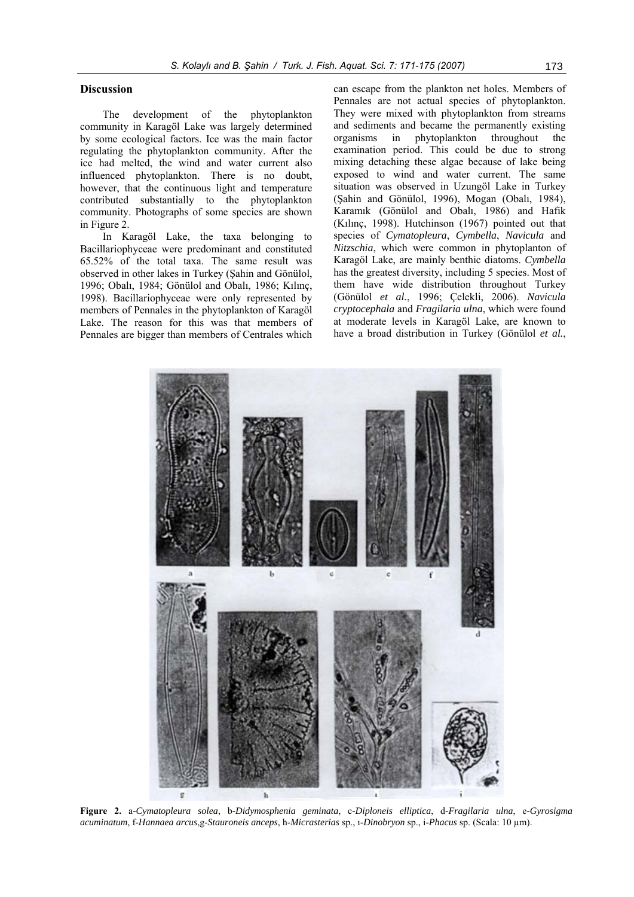## Discussion

The development of the phytoplankton community in Karagöl Lake was largely determined by some ecological factors. Ice was the main factor regulating the phytoplankton community. After the ice had melted, the wind and water current also influenced phytoplankton. There is no doubt, however, that the continuous light and temperature contributed substantially to the phytoplankton community. Photographs of some species are shown in Figure 2.

In Karagöl Lake, the taxa belonging to Bacillariophyceae were predominant and constituted 65.52% of the total taxa. The same result was observed in other lakes in Turkey (Şahin and Gönülol, 1996; Obalı, 1984; Gönülol and Obalı, 1986; Kılınç, 1998). Bacillariophyceae were only represented by members of Pennales in the phytoplankton of Karagöl Lake. The reason for this was that members of Pennales are bigger than members of Centrales which can escape from the plankton net holes. Members of Pennales are not actual species of phytoplankton. They were mixed with phytoplankton from streams and sediments and became the permanently existing organisms in phytoplankton throughout the examination period. This could be due to strong mixing detaching these algae because of lake being exposed to wind and water current. The same situation was observed in Uzungöl Lake in Turkey (Şahin and Gönülol, 1996), Mogan (Obalı, 1984), Karamık (Gönülol and Obalı, 1986) and Hafik (Kılınç, 1998). Hutchinson (1967) pointed out that species of *Cymatopleura*, *Cymbella*, *Navicula* and *Nitzschia*, which were common in phytoplanton of Karagöl Lake, are mainly benthic diatoms. *Cymbella* has the greatest diversity, including 5 species. Most of them have wide distribution throughout Turkey (Gönülol *et al.*, 1996; Çelekli, 2006). *Navicula cryptocephala* and *Fragilaria ulna*, which were found at moderate levels in Karagöl Lake, are known to have a broad distribution in Turkey (Gönülol *et al.*,

**Figure 2.** a-*Cymatopleura solea*, b-*Didymosphenia geminata*, c-*Diploneis elliptica*, d-*Fragilaria ulna*, e-*Gyrosigma acuminatum*, f-*Hannaea arcus*,g-*Stauroneis anceps*, h-*Micrasterias* sp., ı-*Dinobryon* sp., i-*Phacus* sp. (Scala: 10 µm).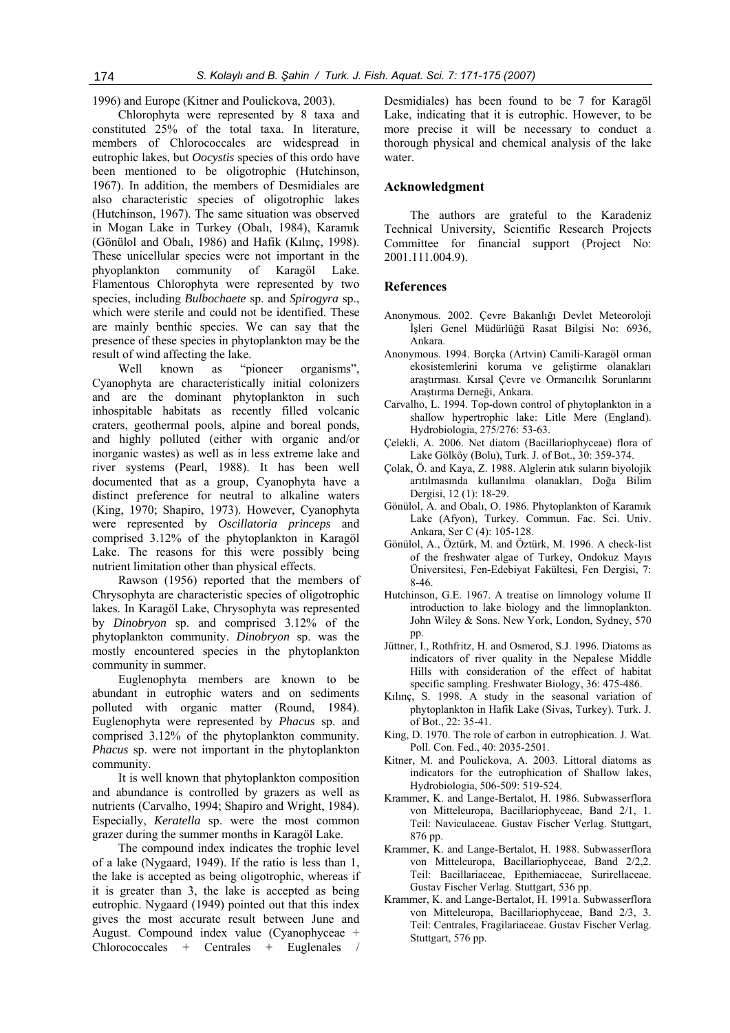1996) and Europe (Kitner and Poulickova, 2003).

Chlorophyta were represented by 8 taxa and constituted 25% of the total taxa. In literature, members of Chlorococcales are widespread in eutrophic lakes, but *Oocystis* species of this ordo have been mentioned to be oligotrophic (Hutchinson, 1967). In addition, the members of Desmidiales are also characteristic species of oligotrophic lakes (Hutchinson, 1967). The same situation was observed in Mogan Lake in Turkey (Obalı, 1984), Karamık (Gönülol and Obalı, 1986) and Hafik (Kılınç, 1998). These unicellular species were not important in the phyoplankton community of Karagöl Lake. Flamentous Chlorophyta were represented by two species, including *Bulbochaete* sp. and *Spirogyra* sp., which were sterile and could not be identified. These are mainly benthic species. We can say that the presence of these species in phytoplankton may be the result of wind affecting the lake.

Well known as "pioneer organisms", Cyanophyta are characteristically initial colonizers and are the dominant phytoplankton in such inhospitable habitats as recently filled volcanic craters, geothermal pools, alpine and boreal ponds, and highly polluted (either with organic and/or inorganic wastes) as well as in less extreme lake and river systems (Pearl, 1988). It has been well documented that as a group, Cyanophyta have a distinct preference for neutral to alkaline waters (King, 1970; Shapiro, 1973). However, Cyanophyta were represented by *Oscillatoria princeps* and comprised 3.12% of the phytoplankton in Karagöl Lake. The reasons for this were possibly being nutrient limitation other than physical effects.

Rawson (1956) reported that the members of Chrysophyta are characteristic species of oligotrophic lakes. In Karagöl Lake, Chrysophyta was represented by *Dinobryon* sp. and comprised 3.12% of the phytoplankton community. *Dinobryon* sp. was the mostly encountered species in the phytoplankton community in summer.

Euglenophyta members are known to be abundant in eutrophic waters and on sediments polluted with organic matter (Round, 1984). Euglenophyta were represented by *Phacus* sp. and comprised 3.12% of the phytoplankton community. *Phacus* sp. were not important in the phytoplankton community.

It is well known that phytoplankton composition and abundance is controlled by grazers as well as nutrients (Carvalho, 1994; Shapiro and Wright, 1984). Especially, *Keratella* sp. were the most common grazer during the summer months in Karagöl Lake.

The compound index indicates the trophic level of a lake (Nygaard, 1949). If the ratio is less than 1, the lake is accepted as being oligotrophic, whereas if it is greater than 3, the lake is accepted as being eutrophic. Nygaard (1949) pointed out that this index gives the most accurate result between June and August. Compound index value (Cyanophyceae + Chlorococcales + Centrales + Euglenales / Desmidiales) has been found to be 7 for Karagöl Lake, indicating that it is eutrophic. However, to be more precise it will be necessary to conduct a thorough physical and chemical analysis of the lake water.

## Acknowledgment

The authors are grateful to the Karadeniz Technical University, Scientific Research Projects Committee for financial support (Project No: 2001.111.004.9).

## References

Anonymous. 2002. Çevre Bakanlığı Devlet Meteoroloji İşleri Genel Müdürlüğü Rasat Bilgisi No: 6936, Ankara.

Anonymous. 1994. Borçka (Artvin) Camili-Karagöl orman ekosistemlerini koruma ve geliştirme olanakları araştırması. Kırsal Çevre ve Ormancılık Sorunlarını Araştırma Derneği, Ankara.

Carvalho, L. 1994. Top-down control of phytoplankton in a shallow hypertrophic lake: Litle Mere (England). Hydrobiologia, 275/276: 53-63.

Çelekli, A. 2006. Net diatom (Bacillariophyceae) flora of Lake Gölköy (Bolu), Turk. J. of Bot., 30: 359-374.

Çolak, Ö. and Kaya, Z. 1988. Alglerin atık suların biyolojik arıtılmasında kullanılma olanakları, Doğa Bilim Dergisi, 12 (1): 18-29.

Gönülol, A. and Obalı, O. 1986. Phytoplankton of Karamık Lake (Afyon), Turkey. Commun. Fac. Sci. Univ. Ankara, Ser C (4): 105-128.

Gönülol, A., Öztürk, M. and Öztürk, M. 1996. A check-list of the freshwater algae of Turkey, Ondokuz Mayıs Üniversitesi, Fen-Edebiyat Fakültesi, Fen Dergisi, 7: 8-46.

Hutchinson, G.E. 1967. A treatise on limnology volume II introduction to lake biology and the limnoplankton. John Wiley & Sons. New York, London, Sydney, 570 pp.

Jüttner, I., Rothfritz, H. and Osmerod, S.J. 1996. Diatoms as indicators of river quality in the Nepalese Middle Hills with consideration of the effect of habitat specific sampling. Freshwater Biology, 36: 475-486.

Kılınç, S. 1998. A study in the seasonal variation of phytoplankton in Hafik Lake (Sivas, Turkey). Turk. J. of Bot., 22: 35-41.

King, D. 1970. The role of carbon in eutrophication. J. Wat. Poll. Con. Fed., 40: 2035-2501.

Kitner, M. and Poulickova, A. 2003. Littoral diatoms as indicators for the eutrophication of Shallow lakes, Hydrobiologia, 506-509: 519-524.

Krammer, K. and Lange-Bertalot, H. 1986. Subwasserflora von Mitteleuropa, Bacillariophyceae, Band 2/1, 1. Teil: Naviculaceae. Gustav Fischer Verlag. Stuttgart, 876 pp.

Krammer, K. and Lange-Bertalot, H. 1988. Subwasserflora von Mitteleuropa, Bacillariophyceae, Band 2/2,2. Teil: Bacillariaceae, Epithemiaceae, Surirellaceae. Gustav Fischer Verlag. Stuttgart, 536 pp.

Krammer, K. and Lange-Bertalot, H. 1991a. Subwasserflora von Mitteleuropa, Bacillariophyceae, Band 2/3, 3. Teil: Centrales, Fragilariaceae. Gustav Fischer Verlag. Stuttgart, 576 pp.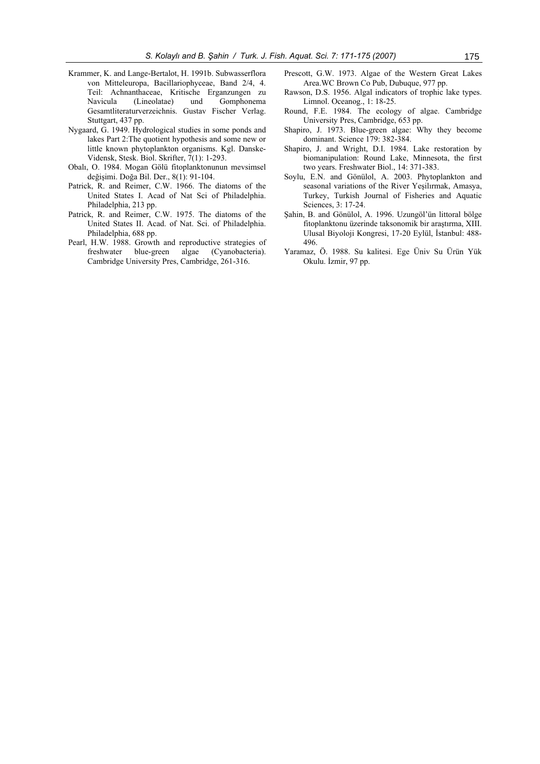Krammer, K. and Lange-Bertalot, H. 1991b. Subwasserflora von Mitteleuropa, Bacillariophyceae, Band 2/4, 4. Teil: Achnanthaceae, Kritische Erganzungen zu Navicula (Lineolatae) und Gomphonema Gesamtliteraturverzeichnis. Gustav Fischer Verlag. Stuttgart, 437 pp.

Nygaard, G. 1949. Hydrological studies in some ponds and lakes Part 2:The quotient hypothesis and some new or little known phytoplankton organisms. Kgl. Danske-Vidensk, Stesk. Biol. Skrifter, 7(1): 1-293.

Obalı, O. 1984. Mogan Gölü fitoplanktonunun mevsimsel değişimi. Doğa Bil. Der., 8(1): 91-104.

Patrick, R. and Reimer, C.W. 1966. The diatoms of the United States I. Acad of Nat Sci of Philadelphia. Philadelphia, 213 pp.

Patrick, R. and Reimer, C.W. 1975. The diatoms of the United States II. Acad. of Nat. Sci. of Philadelphia. Philadelphia, 688 pp.

Pearl, H.W. 1988. Growth and reproductive strategies of freshwater blue-green algae (Cyanobacteria). Cambridge University Pres, Cambridge, 261-316.

Prescott, G.W. 1973. Algae of the Western Great Lakes Area.WC Brown Co Pub, Dubuque, 977 pp.

Rawson, D.S. 1956. Algal indicators of trophic lake types. Limnol. Oceanog., 1: 18-25.

Round, F.E. 1984. The ecology of algae. Cambridge University Pres, Cambridge, 653 pp.

Shapiro, J. 1973. Blue-green algae: Why they become dominant. Science 179: 382-384.

Shapiro, J. and Wright, D.I. 1984. Lake restoration by biomanipulation: Round Lake, Minnesota, the first two years. Freshwater Biol., 14: 371-383.

Soylu, E.N. and Gönülol, A. 2003. Phytoplankton and seasonal variations of the River Yeşilırmak, Amasya, Turkey, Turkish Journal of Fisheries and Aquatic Sciences, 3: 17-24.

Şahin, B. and Gönülol, A. 1996. Uzungöl'ün littoral bölge fitoplanktonu üzerinde taksonomik bir araştırma, XIII. Ulusal Biyoloji Kongresi, 17-20 Eylül, İstanbul: 488-496.

Yaramaz, Ö. 1988. Su kalitesi. Ege Üniv Su Ürün Yük Okulu. İzmir, 97 pp.